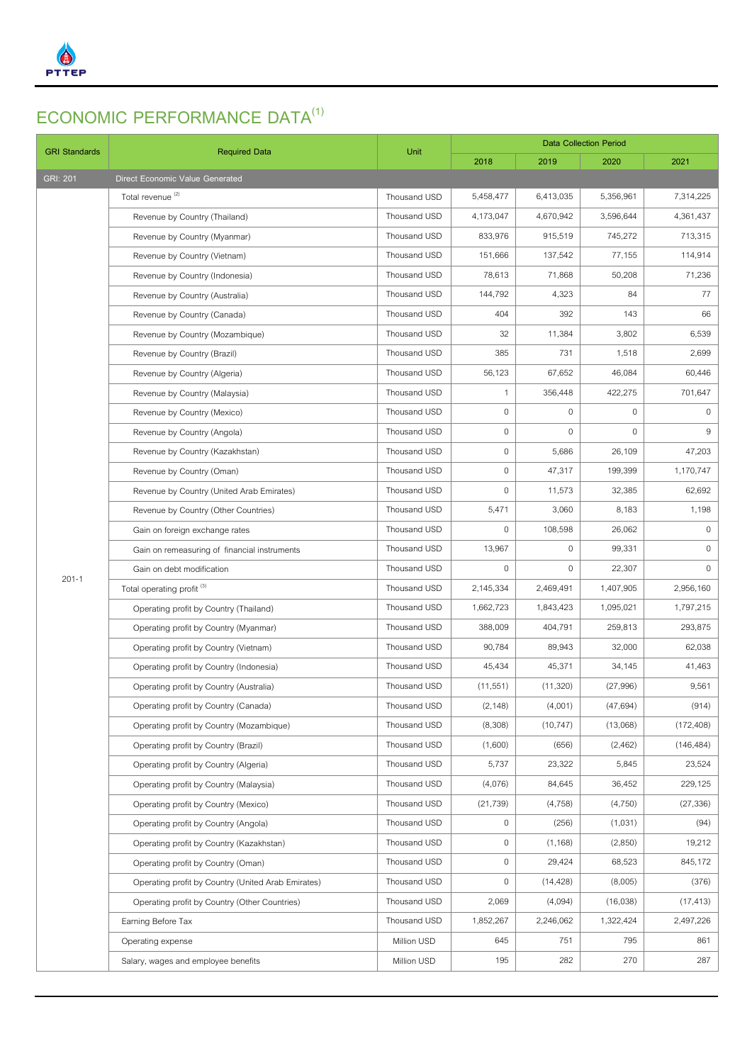# ECONOMIC PERFORMANCE DATA[1]

| GRI Standards | Required Data | Unit | Data Collection Period | | | |
|---|---|---|---|---|---|---|
| | | | 2018 | 2019 | 2020 | 2021 |
| GRI: 201 | Direct Economic Value Generated | | | | | |
| 201-1 | Total revenue [2] | Thousand USD | 5,458,477 | 6,413,035 | 5,356,961 | 7,314,225 |
| | Revenue by Country (Thailand) | Thousand USD | 4,173,047 | 4,670,942 | 3,596,644 | 4,361,437 |
| | Revenue by Country (Myanmar) | Thousand USD | 833,976 | 915,519 | 745,272 | 713,315 |
| | Revenue by Country (Vietnam) | Thousand USD | 151,666 | 137,542 | 77,155 | 114,914 |
| | Revenue by Country (Indonesia) | Thousand USD | 78,613 | 71,868 | 50,208 | 71,236 |
| | Revenue by Country (Australia) | Thousand USD | 144,792 | 4,323 | 84 | 77 |
| | Revenue by Country (Canada) | Thousand USD | 404 | 392 | 143 | 66 |
| | Revenue by Country (Mozambique) | Thousand USD | 32 | 11,384 | 3,802 | 6,539 |
| | Revenue by Country (Brazil) | Thousand USD | 385 | 731 | 1,518 | 2,699 |
| | Revenue by Country (Algeria) | Thousand USD | 56,123 | 67,652 | 46,084 | 60,446 |
| | Revenue by Country (Malaysia) | Thousand USD | 1 | 356,448 | 422,275 | 701,647 |
| | Revenue by Country (Mexico) | Thousand USD | 0 | 0 | 0 | 0 |
| | Revenue by Country (Angola) | Thousand USD | 0 | 0 | 0 | 9 |
| | Revenue by Country (Kazakhstan) | Thousand USD | 0 | 5,686 | 26,109 | 47,203 |
| | Revenue by Country (Oman) | Thousand USD | 0 | 47,317 | 199,399 | 1,170,747 |
| | Revenue by Country (United Arab Emirates) | Thousand USD | 0 | 11,573 | 32,385 | 62,692 |
| | Revenue by Country (Other Countries) | Thousand USD | 5,471 | 3,060 | 8,183 | 1,198 |
| | Gain on foreign exchange rates | Thousand USD | 0 | 108,598 | 26,062 | 0 |
| | Gain on remeasuring of financial instruments | Thousand USD | 13,967 | 0 | 99,331 | 0 |
| | Gain on debt modification | Thousand USD | 0 | 0 | 22,307 | 0 |
| | Total operating profit [3] | Thousand USD | 2,145,334 | 2,469,491 | 1,407,905 | 2,956,160 |
| | Operating profit by Country (Thailand) | Thousand USD | 1,662,723 | 1,843,423 | 1,095,021 | 1,797,215 |
| | Operating profit by Country (Myanmar) | Thousand USD | 388,009 | 404,791 | 259,813 | 293,875 |
| | Operating profit by Country (Vietnam) | Thousand USD | 90,784 | 89,943 | 32,000 | 62,038 |
| | Operating profit by Country (Indonesia) | Thousand USD | 45,434 | 45,371 | 34,145 | 41,463 |
| | Operating profit by Country (Australia) | Thousand USD | (11,551) | (11,320) | (27,996) | 9,561 |
| | Operating profit by Country (Canada) | Thousand USD | (2,148) | (4,001) | (47,694) | (914) |
| | Operating profit by Country (Mozambique) | Thousand USD | (8,308) | (10,747) | (13,068) | (172,408) |
| | Operating profit by Country (Brazil) | Thousand USD | (1,600) | (656) | (2,462) | (146,484) |
| | Operating profit by Country (Algeria) | Thousand USD | 5,737 | 23,322 | 5,845 | 23,524 |
| | Operating profit by Country (Malaysia) | Thousand USD | (4,076) | 84,645 | 36,452 | 229,125 |
| | Operating profit by Country (Mexico) | Thousand USD | (21,739) | (4,758) | (4,750) | (27,336) |
| | Operating profit by Country (Angola) | Thousand USD | 0 | (256) | (1,031) | (94) |
| | Operating profit by Country (Kazakhstan) | Thousand USD | 0 | (1,168) | (2,850) | 19,212 |
| | Operating profit by Country (Oman) | Thousand USD | 0 | 29,424 | 68,523 | 845,172 |
| | Operating profit by Country (United Arab Emirates) | Thousand USD | 0 | (14,428) | (8,005) | (376) |
| | Operating profit by Country (Other Countries) | Thousand USD | 2,069 | (4,094) | (16,038) | (17,413) |
| | Earning Before Tax | Thousand USD | 1,852,267 | 2,246,062 | 1,322,424 | 2,497,226 |
| | Operating expense | Million USD | 645 | 751 | 795 | 861 |
| | Salary, wages and employee benefits | Million USD | 195 | 282 | 270 | 287 |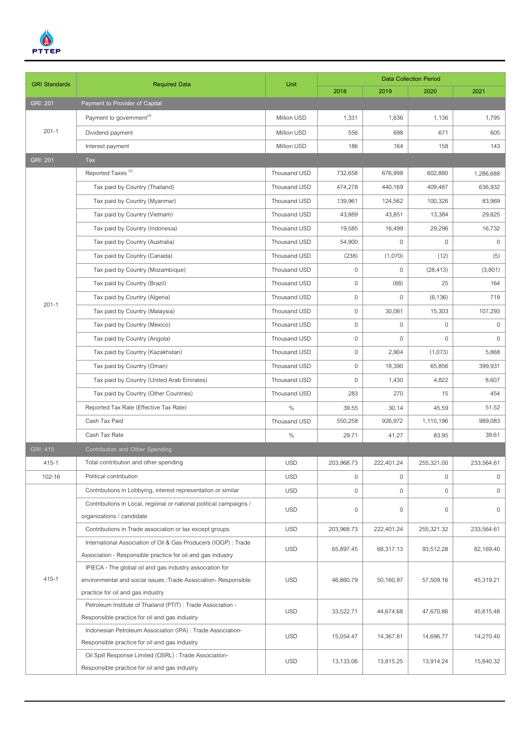| GRI Standards | Required Data | Unit | Data Collection Period | | | |
|---|---|---|---|---|---|---|
| | | | 2018 | 2019 | 2020 | 2021 |
| GRI: 201 | Payment to Provider of Capital | | | | | |
| 201-1 | Payment to government[4] | Million USD | 1,331 | 1,636 | 1,136 | 1,795 |
| | Dividend payment | Million USD | 556 | 698 | 671 | 605 |
| | Interest payment | Million USD | 186 | 164 | 158 | 143 |
| GRI: 201 | Tax | | | | | |
| 201-1 | Reported Taxes [5] | Thousand USD | 732,658 | 676,998 | 602,880 | 1,286,688 |
| | Tax paid by Country (Thailand) | Thousand USD | 474,278 | 440,169 | 409,487 | 636,932 |
| | Tax paid by Country (Myanmar) | Thousand USD | 139,961 | 124,562 | 100,326 | 83,969 |
| | Tax paid by Country (Vietnam) | Thousand USD | 43,889 | 43,851 | 13,384 | 29,825 |
| | Tax paid by Country (Indonesia) | Thousand USD | 19,585 | 16,499 | 29,296 | 16,732 |
| | Tax paid by Country (Australia) | Thousand USD | 54,900 | 0 | 0 | 0 |
| | Tax paid by Country (Canada) | Thousand USD | (238) | (1,070) | (12) | (5) |
| | Tax paid by Country (Mozambique) | Thousand USD | 0 | 0 | (28,413) | (3,801) |
| | Tax paid by Country (Brazil) | Thousand USD | 0 | (88) | 25 | 164 |
| | Tax paid by Country (Algeria) | Thousand USD | 0 | 0 | (6,136) | 719 |
| | Tax paid by Country (Malaysia) | Thousand USD | 0 | 30,081 | 15,303 | 107,293 |
| | Tax paid by Country (Mexico) | Thousand USD | 0 | 0 | 0 | 0 |
| | Tax paid by Country (Angola) | Thousand USD | 0 | 0 | 0 | 0 |
| | Tax paid by Country (Kazakhstan) | Thousand USD | 0 | 2,904 | (1,073) | 5,868 |
| | Tax paid by Country (Oman) | Thousand USD | 0 | 18,390 | 65,856 | 399,931 |
| | Tax paid by Country (United Arab Emirates) | Thousand USD | 0 | 1,430 | 4,822 | 8,607 |
| | Tax paid by Country (Other Countries) | Thousand USD | 283 | 270 | 15 | 454 |
| | Reported Tax Rate (Effective Tax Rate) | % | 39.55 | 30.14 | 45.59 | 51.52 |
| | Cash Tax Paid | Thousand USD | 550,258 | 926,972 | 1,110,196 | 989,083 |
| | Cash Tax Rate | % | 29.71 | 41.27 | 83.95 | 39.61 |
| GRI: 415 | Contribution and Other Spending | | | | | |
| 415-1 | Total contribution and other spending | USD | 203,968.73 | 222,401.24 | 255,321.00 | 233,564.61 |
| 102-16 | Political contribution | USD | 0 | 0 | 0 | 0 |
| 415-1 | Contributions in Lobbying, interest representation or similar | USD | 0 | 0 | 0 | 0 |
| | Contributions in Local, regional or national political campaigns / organizations / candidate | USD | 0 | 0 | 0 | 0 |
| | Contributions in Trade association or tax except groups | USD | 203,968.73 | 222,401.24 | 255,321.32 | 233,564.61 |
| | International Association of Oil & Gas Producers (IOGP) : Trade Association - Responsible practice for oil and gas industry | USD | 65,897.45 | 68,317.13 | 93,512.28 | 82,169.40 |
| | IPIECA - The global oil and gas industry association for environmental and social issues :Trade Association- Responsible practice for oil and gas industry | USD | 46,860.79 | 50,160.97 | 57,509.16 | 45,319.21 |
| | Petroleum Institute of Thailand (PTIT) : Trade Association - Responsible practice for oil and gas industry | USD | 33,522.71 | 44,674.68 | 47,670.86 | 45,815.48 |
| | Indonesian Petroleum Association (IPA) : Trade Association- Responsible practice for oil and gas industry | USD | 15,054.47 | 14,367.81 | 14,696.77 | 14,270.40 |
| | Oil Spill Response Limited (OSRL) : Trade Association- Responsible practice for oil and gas industry | USD | 13,133.06 | 13,815.25 | 13,914.24 | 15,840.32 |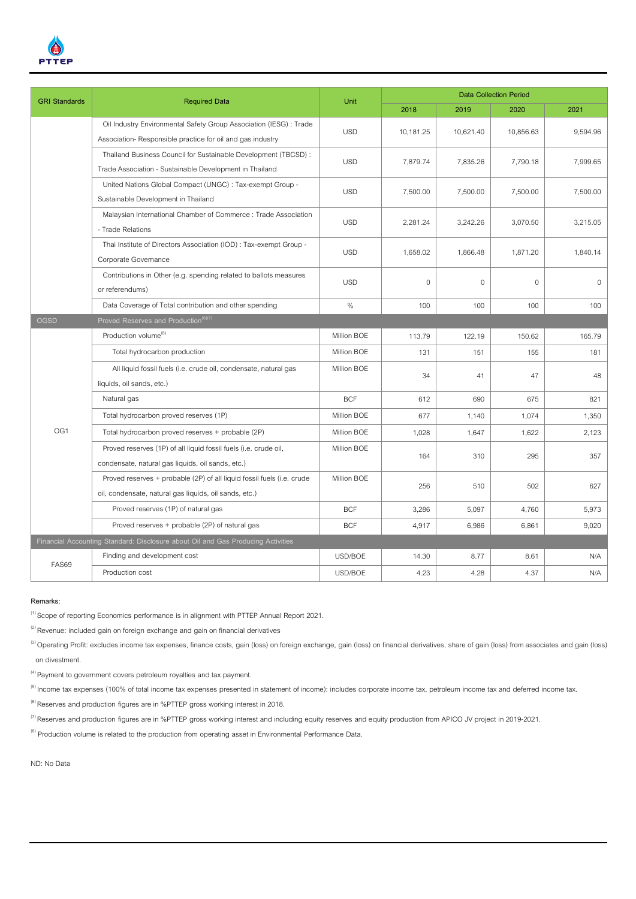| GRI Standards | Required Data | Unit | Data Collection Period | | | |
|---|---|---|---|---|---|---|
| | | | 2018 | 2019 | 2020 | 2021 |
| | Oil Industry Environmental Safety Group Association (IESG) : Trade Association- Responsible practice for oil and gas industry | USD | 10,181.25 | 10,621.40 | 10,856.63 | 9,594.96 |
| | Thailand Business Council for Sustainable Development (TBCSD) : Trade Association - Sustainable Development in Thailand | USD | 7,879.74 | 7,835.26 | 7,790.18 | 7,999.65 |
| | United Nations Global Compact (UNGC) : Tax-exempt Group - Sustainable Development in Thailand | USD | 7,500.00 | 7,500.00 | 7,500.00 | 7,500.00 |
| | Malaysian International Chamber of Commerce : Trade Association - Trade Relations | USD | 2,281.24 | 3,242.26 | 3,070.50 | 3,215.05 |
| | Thai Institute of Directors Association (IOD) : Tax-exempt Group - Corporate Governance | USD | 1,658.02 | 1,866.48 | 1,871.20 | 1,840.14 |
| | Contributions in Other (e.g. spending related to ballots measures or referendums) | USD | 0 | 0 | 0 | 0 |
| | Data Coverage of Total contribution and other spending | % | 100 | 100 | 100 | 100 |
| OGSD | Proved Reserves and Production[(6)(7)] | | | | | |
| OG1 | Production volume[(8)] | Million BOE | 113.79 | 122.19 | 150.62 | 165.79 |
| | Total hydrocarbon production | Million BOE | 131 | 151 | 155 | 181 |
| | All liquid fossil fuels (i.e. crude oil, condensate, natural gas liquids, oil sands, etc.) | Million BOE | 34 | 41 | 47 | 48 |
| | Natural gas | BCF | 612 | 690 | 675 | 821 |
| | Total hydrocarbon proved reserves (1P) | Million BOE | 677 | 1,140 | 1,074 | 1,350 |
| | Total hydrocarbon proved reserves + probable (2P) | Million BOE | 1,028 | 1,647 | 1,622 | 2,123 |
| | Proved reserves (1P) of all liquid fossil fuels (i.e. crude oil, condensate, natural gas liquids, oil sands, etc.) | Million BOE | 164 | 310 | 295 | 357 |
| | Proved reserves + probable (2P) of all liquid fossil fuels (i.e. crude oil, condensate, natural gas liquids, oil sands, etc.) | Million BOE | 256 | 510 | 502 | 627 |
| | Proved reserves (1P) of natural gas | BCF | 3,286 | 5,097 | 4,760 | 5,973 |
| | Proved reserves + probable (2P) of natural gas | BCF | 4,917 | 6,986 | 6,861 | 9,020 |
| Financial Accounting Standard: Disclosure about Oil and Gas Producing Activities | | | | | | |
| FAS69 | Finding and development cost | USD/BOE | 14.30 | 8.77 | 8.61 | N/A |
| | Production cost | USD/BOE | 4.23 | 4.28 | 4.37 | N/A |

**Remarks:**

(1) Scope of reporting Economics performance is in alignment with PTTEP Annual Report 2021.

(2) Revenue: included gain on foreign exchange and gain on financial derivatives

(3) Operating Profit: excludes income tax expenses, finance costs, gain (loss) on foreign exchange, gain (loss) on financial derivatives, share of gain (loss) from associates and gain (loss) on divestment.

(4) Payment to government covers petroleum royalties and tax payment.

(5) Income tax expenses (100% of total income tax expenses presented in statement of income): includes corporate income tax, petroleum income tax and deferred income tax.

(6) Reserves and production figures are in %PTTEP gross working interest in 2018.

(7) Reserves and production figures are in %PTTEP gross working interest and including equity reserves and equity production from APICO JV project in 2019-2021.

(8) Production volume is related to the production from operating asset in Environmental Performance Data.

ND: No Data